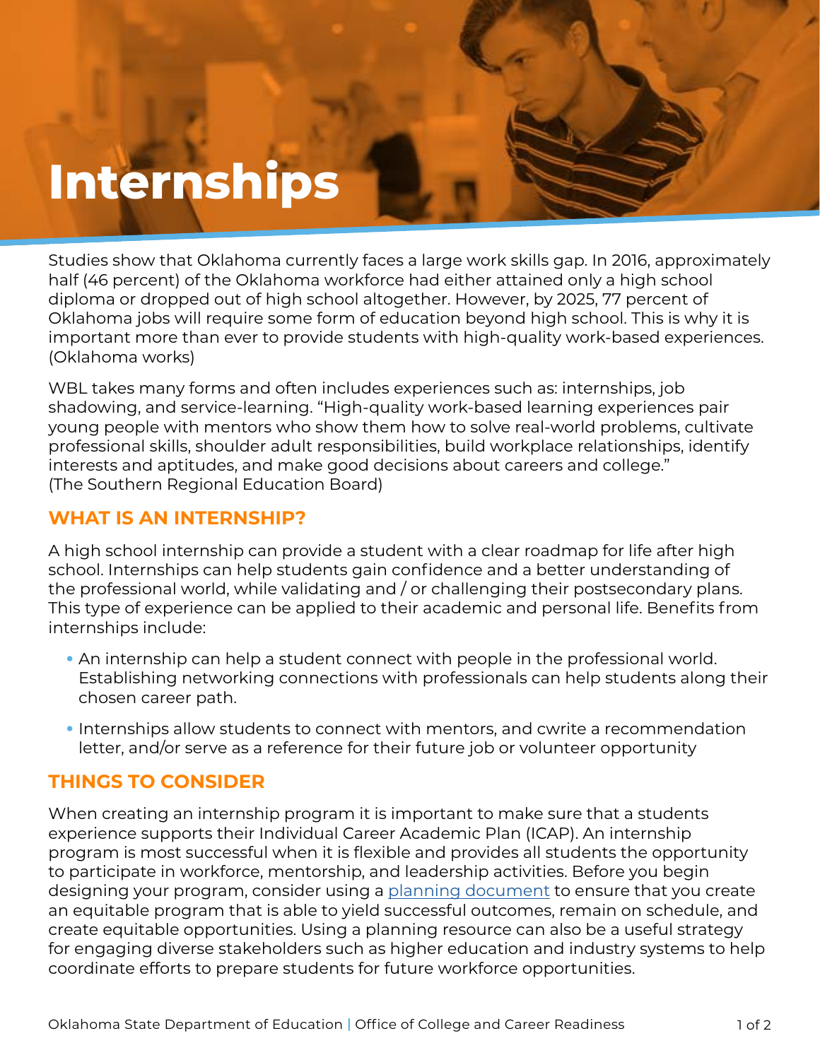# Internships

Studies show that Oklahoma currently faces a large work skills gap. In 2016, approximately half (46 percent) of the Oklahoma workforce had either attained only a high school diploma or dropped out of high school altogether. However, by 2025, 77 percent of Oklahoma jobs will require some form of education beyond high school. This is why it is important more than ever to provide students with high-quality work-based experiences. (Oklahoma works)

WBL takes many forms and often includes experiences such as: internships, job shadowing, and service-learning. "High-quality work-based learning experiences pair young people with mentors who show them how to solve real-world problems, cultivate professional skills, shoulder adult responsibilities, build workplace relationships, identify interests and aptitudes, and make good decisions about careers and college." (The Southern Regional Education Board)

## WHAT IS AN INTERNSHIP?

A high school internship can provide a student with a clear roadmap for life after high school. Internships can help students gain confidence and a better understanding of the professional world, while validating and / or challenging their postsecondary plans. This type of experience can be applied to their academic and personal life. Benefits from internships include:

- An internship can help a student connect with people in the professional world. Establishing networking connections with professionals can help students along their chosen career path.
- Internships allow students to connect with mentors, and cwrite a recommendation letter, and/or serve as a reference for their future job or volunteer opportunity

## THINGS TO CONSIDER

When creating an internship program it is important to make sure that a students experience supports their Individual Career Academic Plan (ICAP). An internship program is most successful when it is flexible and provides all students the opportunity to participate in workforce, mentorship, and leadership activities. Before you begin designing your program, consider using a planning document to ensure that you create an equitable program that is able to yield successful outcomes, remain on schedule, and create equitable opportunities. Using a planning resource can also be a useful strategy for engaging diverse stakeholders such as higher education and industry systems to help coordinate efforts to prepare students for future workforce opportunities.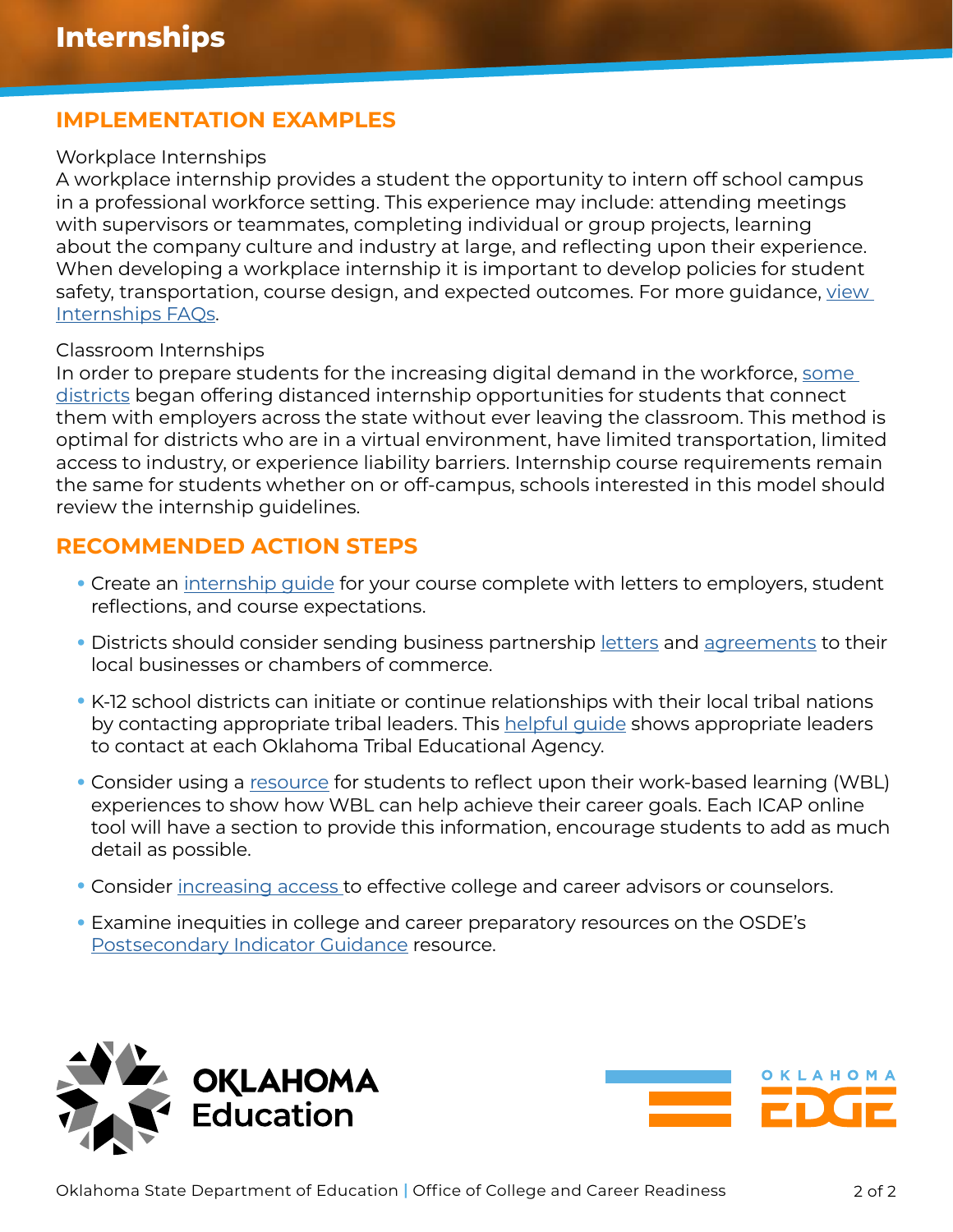# Internships

## IMPLEMENTATION EXAMPLES

Workplace Internships
A workplace internship provides a student the opportunity to intern off school campus in a professional workforce setting. This experience may include: attending meetings with supervisors or teammates, completing individual or group projects, learning about the company culture and industry at large, and reflecting upon their experience. When developing a workplace internship it is important to develop policies for student safety, transportation, course design, and expected outcomes. For more guidance, view Internships FAQs.

Classroom Internships
In order to prepare students for the increasing digital demand in the workforce, some districts began offering distanced internship opportunities for students that connect them with employers across the state without ever leaving the classroom. This method is optimal for districts who are in a virtual environment, have limited transportation, limited access to industry, or experience liability barriers. Internship course requirements remain the same for students whether on or off-campus, schools interested in this model should review the internship guidelines.

## RECOMMENDED ACTION STEPS

- Create an internship guide for your course complete with letters to employers, student reflections, and course expectations.
- Districts should consider sending business partnership letters and agreements to their local businesses or chambers of commerce.
- K-12 school districts can initiate or continue relationships with their local tribal nations by contacting appropriate tribal leaders. This helpful guide shows appropriate leaders to contact at each Oklahoma Tribal Educational Agency.
- Consider using a resource for students to reflect upon their work-based learning (WBL) experiences to show how WBL can help achieve their career goals. Each ICAP online tool will have a section to provide this information, encourage students to add as much detail as possible.
- Consider increasing access to effective college and career advisors or counselors.
- Examine inequities in college and career preparatory resources on the OSDE's Postsecondary Indicator Guidance resource.

OKLAHOMA Education

OKLAHOMA EDGE

Oklahoma State Department of Education | Office of College and Career Readiness